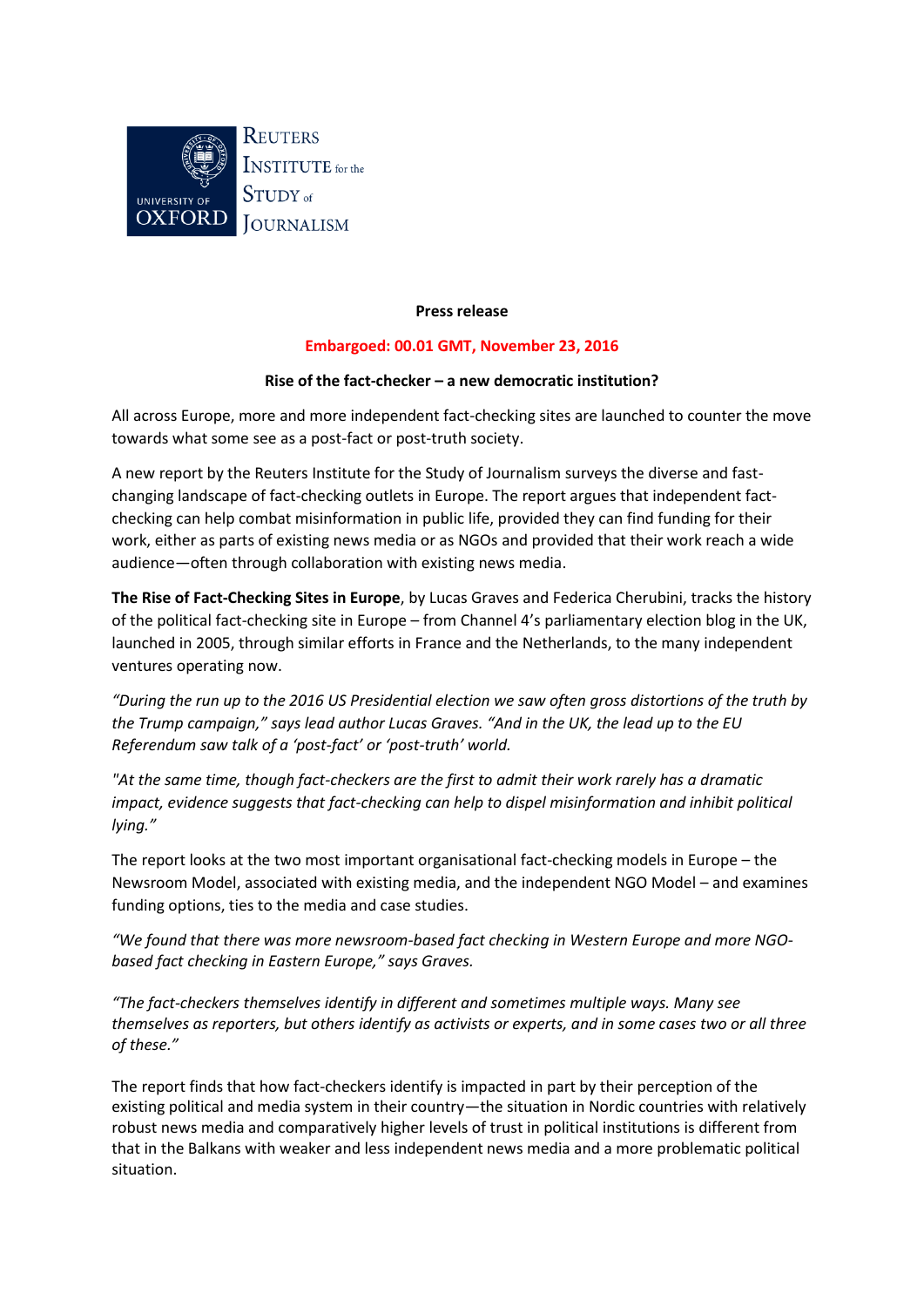Reuters Institute for the Study of Journalism

University of Oxford

**Press release**

**Embargoed: 00.01 GMT, November 23, 2016**

**Rise of the fact-checker – a new democratic institution?**

All across Europe, more and more independent fact-checking sites are launched to counter the move towards what some see as a post-fact or post-truth society.

A new report by the Reuters Institute for the Study of Journalism surveys the diverse and fast-changing landscape of fact-checking outlets in Europe. The report argues that independent fact-checking can help combat misinformation in public life, provided they can find funding for their work, either as parts of existing news media or as NGOs and provided that their work reach a wide audience—often through collaboration with existing news media.

**The Rise of Fact-Checking Sites in Europe**, by Lucas Graves and Federica Cherubini, tracks the history of the political fact-checking site in Europe – from Channel 4's parliamentary election blog in the UK, launched in 2005, through similar efforts in France and the Netherlands, to the many independent ventures operating now.

*"During the run up to the 2016 US Presidential election we saw often gross distortions of the truth by the Trump campaign," says lead author Lucas Graves. "And in the UK, the lead up to the EU Referendum saw talk of a 'post-fact' or 'post-truth' world.*

*"At the same time, though fact-checkers are the first to admit their work rarely has a dramatic impact, evidence suggests that fact-checking can help to dispel misinformation and inhibit political lying."*

The report looks at the two most important organisational fact-checking models in Europe – the Newsroom Model, associated with existing media, and the independent NGO Model – and examines funding options, ties to the media and case studies.

*"We found that there was more newsroom-based fact checking in Western Europe and more NGO-based fact checking in Eastern Europe," says Graves.*

*"The fact-checkers themselves identify in different and sometimes multiple ways. Many see themselves as reporters, but others identify as activists or experts, and in some cases two or all three of these."*

The report finds that how fact-checkers identify is impacted in part by their perception of the existing political and media system in their country—the situation in Nordic countries with relatively robust news media and comparatively higher levels of trust in political institutions is different from that in the Balkans with weaker and less independent news media and a more problematic political situation.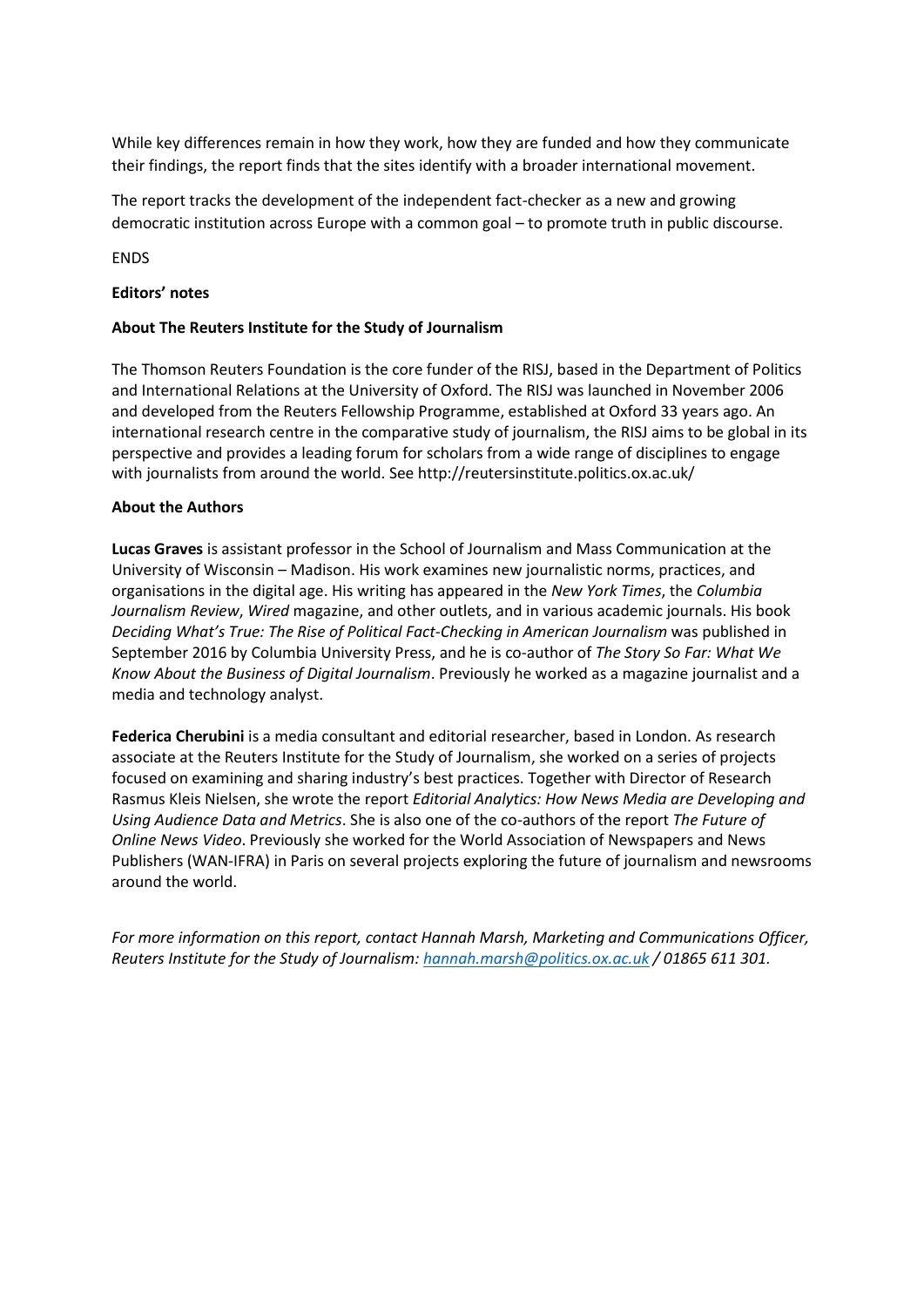While key differences remain in how they work, how they are funded and how they communicate their findings, the report finds that the sites identify with a broader international movement.

The report tracks the development of the independent fact-checker as a new and growing democratic institution across Europe with a common goal – to promote truth in public discourse.

ENDS

**Editors' notes**

**About The Reuters Institute for the Study of Journalism**

The Thomson Reuters Foundation is the core funder of the RISJ, based in the Department of Politics and International Relations at the University of Oxford. The RISJ was launched in November 2006 and developed from the Reuters Fellowship Programme, established at Oxford 33 years ago. An international research centre in the comparative study of journalism, the RISJ aims to be global in its perspective and provides a leading forum for scholars from a wide range of disciplines to engage with journalists from around the world. See http://reutersinstitute.politics.ox.ac.uk/

**About the Authors**

**Lucas Graves** is assistant professor in the School of Journalism and Mass Communication at the University of Wisconsin – Madison. His work examines new journalistic norms, practices, and organisations in the digital age. His writing has appeared in the *New York Times*, the *Columbia Journalism Review*, *Wired* magazine, and other outlets, and in various academic journals. His book *Deciding What's True: The Rise of Political Fact-Checking in American Journalism* was published in September 2016 by Columbia University Press, and he is co-author of *The Story So Far: What We Know About the Business of Digital Journalism*. Previously he worked as a magazine journalist and a media and technology analyst.

**Federica Cherubini** is a media consultant and editorial researcher, based in London. As research associate at the Reuters Institute for the Study of Journalism, she worked on a series of projects focused on examining and sharing industry's best practices. Together with Director of Research Rasmus Kleis Nielsen, she wrote the report *Editorial Analytics: How News Media are Developing and Using Audience Data and Metrics*. She is also one of the co-authors of the report *The Future of Online News Video*. Previously she worked for the World Association of Newspapers and News Publishers (WAN-IFRA) in Paris on several projects exploring the future of journalism and newsrooms around the world.

*For more information on this report, contact Hannah Marsh, Marketing and Communications Officer, Reuters Institute for the Study of Journalism: hannah.marsh@politics.ox.ac.uk / 01865 611 301.*